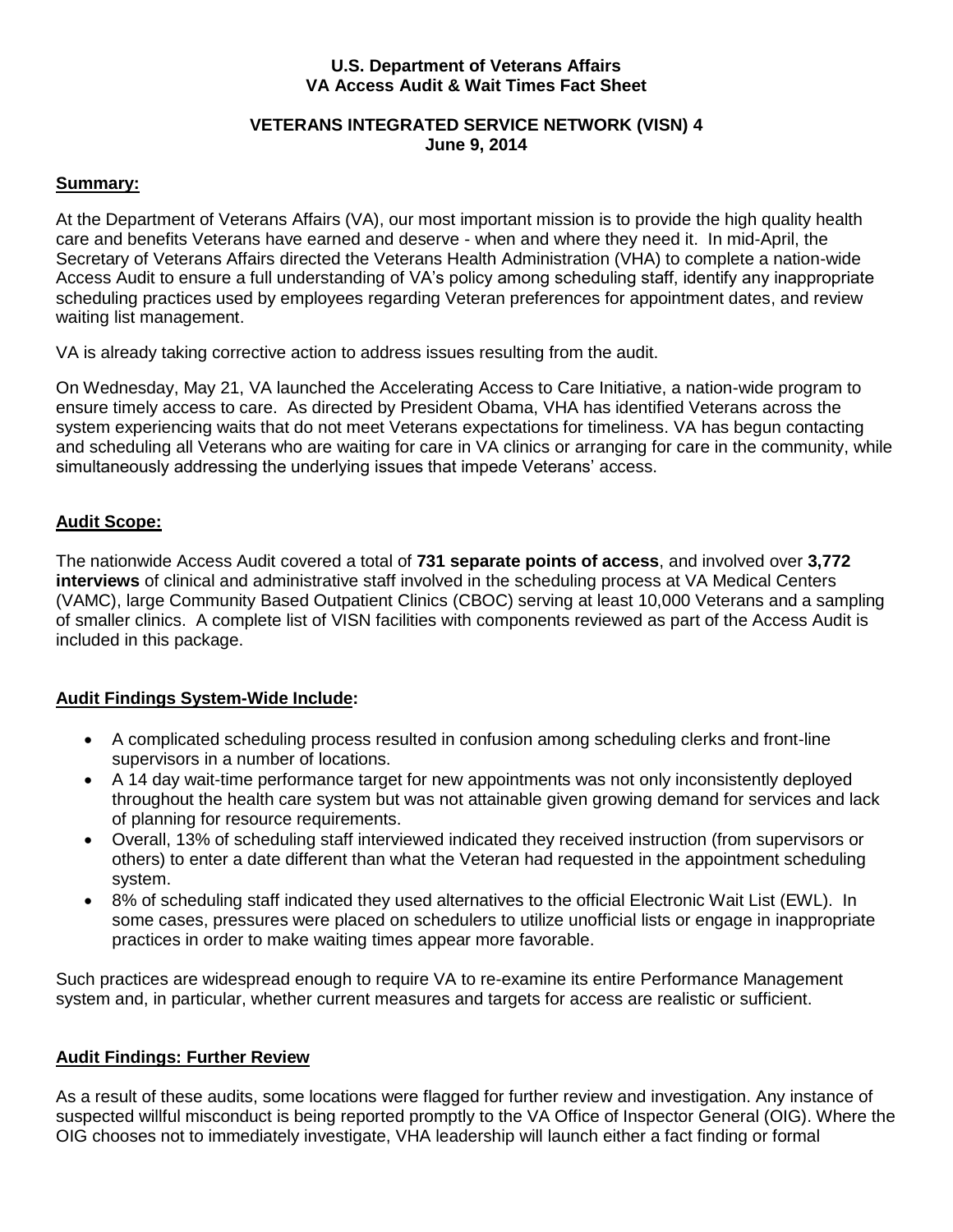**U.S. Department of Veterans Affairs**
**VA Access Audit & Wait Times Fact Sheet**

**VETERANS INTEGRATED SERVICE NETWORK (VISN) 4**
**June 9, 2014**

## Summary:

At the Department of Veterans Affairs (VA), our most important mission is to provide the high quality health care and benefits Veterans have earned and deserve - when and where they need it. In mid-April, the Secretary of Veterans Affairs directed the Veterans Health Administration (VHA) to complete a nation-wide Access Audit to ensure a full understanding of VA's policy among scheduling staff, identify any inappropriate scheduling practices used by employees regarding Veteran preferences for appointment dates, and review waiting list management.

VA is already taking corrective action to address issues resulting from the audit.

On Wednesday, May 21, VA launched the Accelerating Access to Care Initiative, a nation-wide program to ensure timely access to care. As directed by President Obama, VHA has identified Veterans across the system experiencing waits that do not meet Veterans expectations for timeliness. VA has begun contacting and scheduling all Veterans who are waiting for care in VA clinics or arranging for care in the community, while simultaneously addressing the underlying issues that impede Veterans' access.

## Audit Scope:

The nationwide Access Audit covered a total of **731 separate points of access**, and involved over **3,772 interviews** of clinical and administrative staff involved in the scheduling process at VA Medical Centers (VAMC), large Community Based Outpatient Clinics (CBOC) serving at least 10,000 Veterans and a sampling of smaller clinics. A complete list of VISN facilities with components reviewed as part of the Access Audit is included in this package.

## Audit Findings System-Wide Include:

- A complicated scheduling process resulted in confusion among scheduling clerks and front-line supervisors in a number of locations.
- A 14 day wait-time performance target for new appointments was not only inconsistently deployed throughout the health care system but was not attainable given growing demand for services and lack of planning for resource requirements.
- Overall, 13% of scheduling staff interviewed indicated they received instruction (from supervisors or others) to enter a date different than what the Veteran had requested in the appointment scheduling system.
- 8% of scheduling staff indicated they used alternatives to the official Electronic Wait List (EWL). In some cases, pressures were placed on schedulers to utilize unofficial lists or engage in inappropriate practices in order to make waiting times appear more favorable.

Such practices are widespread enough to require VA to re-examine its entire Performance Management system and, in particular, whether current measures and targets for access are realistic or sufficient.

## Audit Findings: Further Review

As a result of these audits, some locations were flagged for further review and investigation. Any instance of suspected willful misconduct is being reported promptly to the VA Office of Inspector General (OIG). Where the OIG chooses not to immediately investigate, VHA leadership will launch either a fact finding or formal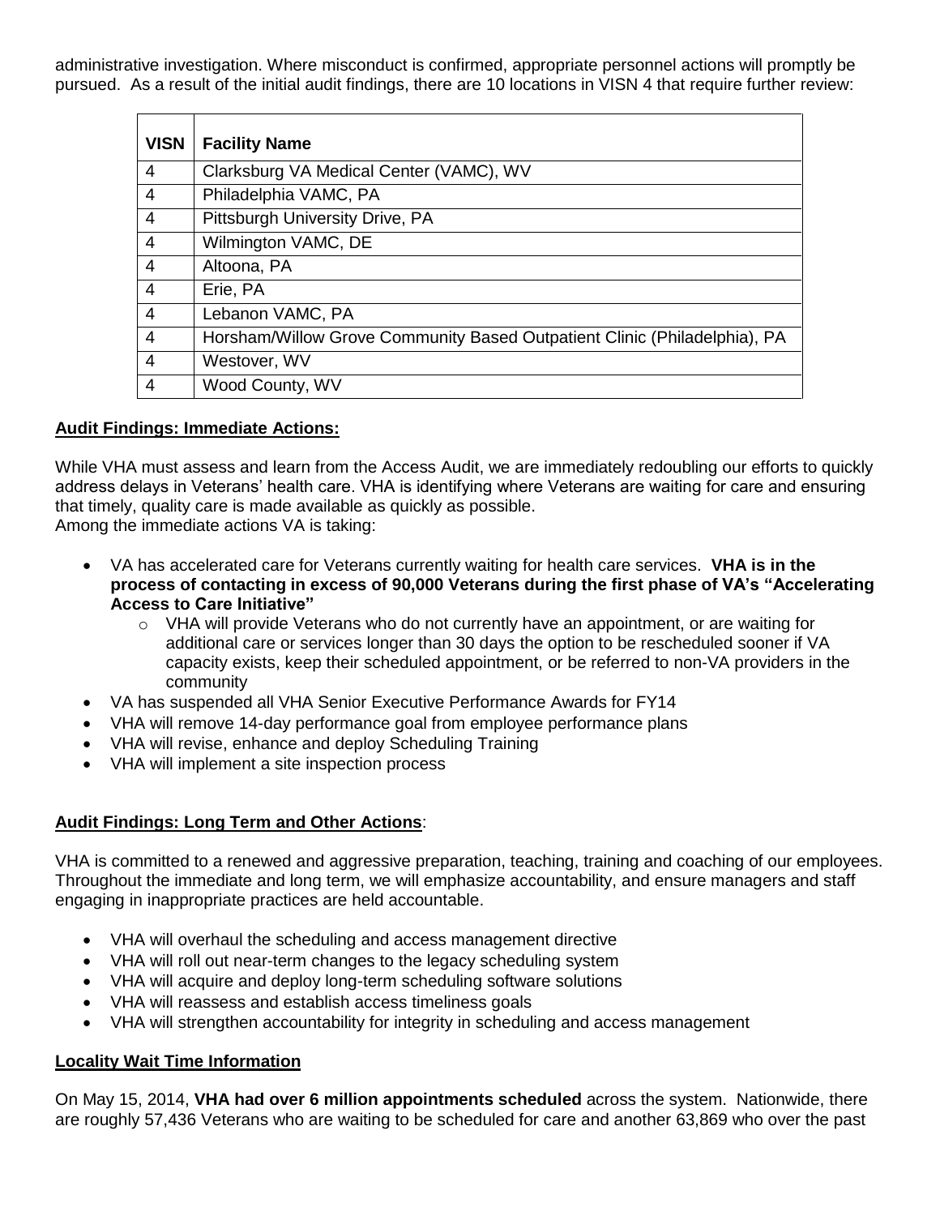administrative investigation. Where misconduct is confirmed, appropriate personnel actions will promptly be pursued. As a result of the initial audit findings, there are 10 locations in VISN 4 that require further review:

| VISN | Facility Name |
|---|---|
| 4 | Clarksburg VA Medical Center (VAMC), WV |
| 4 | Philadelphia VAMC, PA |
| 4 | Pittsburgh University Drive, PA |
| 4 | Wilmington VAMC, DE |
| 4 | Altoona, PA |
| 4 | Erie, PA |
| 4 | Lebanon VAMC, PA |
| 4 | Horsham/Willow Grove Community Based Outpatient Clinic (Philadelphia), PA |
| 4 | Westover, WV |
| 4 | Wood County, WV |

**Audit Findings: Immediate Actions:**

While VHA must assess and learn from the Access Audit, we are immediately redoubling our efforts to quickly address delays in Veterans' health care. VHA is identifying where Veterans are waiting for care and ensuring that timely, quality care is made available as quickly as possible.
Among the immediate actions VA is taking:

- VA has accelerated care for Veterans currently waiting for health care services. **VHA is in the process of contacting in excess of 90,000 Veterans during the first phase of VA's "Accelerating Access to Care Initiative"**
  - VHA will provide Veterans who do not currently have an appointment, or are waiting for additional care or services longer than 30 days the option to be rescheduled sooner if VA capacity exists, keep their scheduled appointment, or be referred to non-VA providers in the community
- VA has suspended all VHA Senior Executive Performance Awards for FY14
- VHA will remove 14-day performance goal from employee performance plans
- VHA will revise, enhance and deploy Scheduling Training
- VHA will implement a site inspection process

**Audit Findings: Long Term and Other Actions**:

VHA is committed to a renewed and aggressive preparation, teaching, training and coaching of our employees. Throughout the immediate and long term, we will emphasize accountability, and ensure managers and staff engaging in inappropriate practices are held accountable.

- VHA will overhaul the scheduling and access management directive
- VHA will roll out near-term changes to the legacy scheduling system
- VHA will acquire and deploy long-term scheduling software solutions
- VHA will reassess and establish access timeliness goals
- VHA will strengthen accountability for integrity in scheduling and access management

**Locality Wait Time Information**

On May 15, 2014, **VHA had over 6 million appointments scheduled** across the system. Nationwide, there are roughly 57,436 Veterans who are waiting to be scheduled for care and another 63,869 who over the past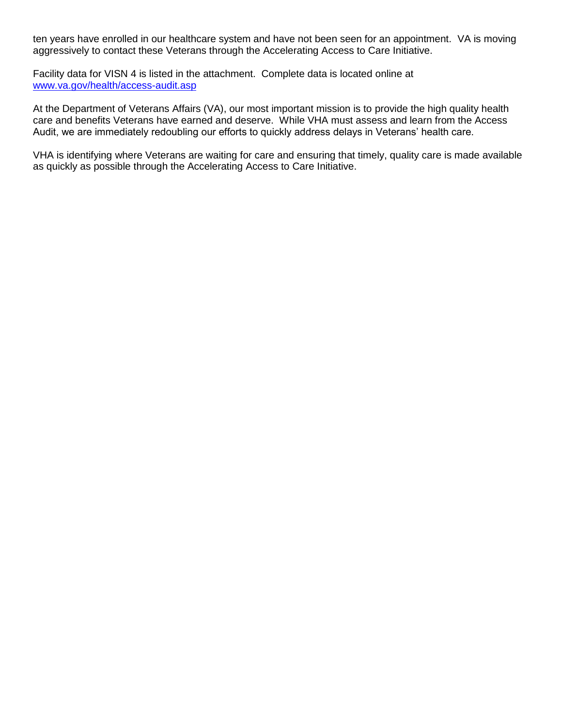ten years have enrolled in our healthcare system and have not been seen for an appointment. VA is moving aggressively to contact these Veterans through the Accelerating Access to Care Initiative.

Facility data for VISN 4 is listed in the attachment. Complete data is located online at [www.va.gov/health/access-audit.asp](www.va.gov/health/access-audit.asp)

At the Department of Veterans Affairs (VA), our most important mission is to provide the high quality health care and benefits Veterans have earned and deserve. While VHA must assess and learn from the Access Audit, we are immediately redoubling our efforts to quickly address delays in Veterans' health care.

VHA is identifying where Veterans are waiting for care and ensuring that timely, quality care is made available as quickly as possible through the Accelerating Access to Care Initiative.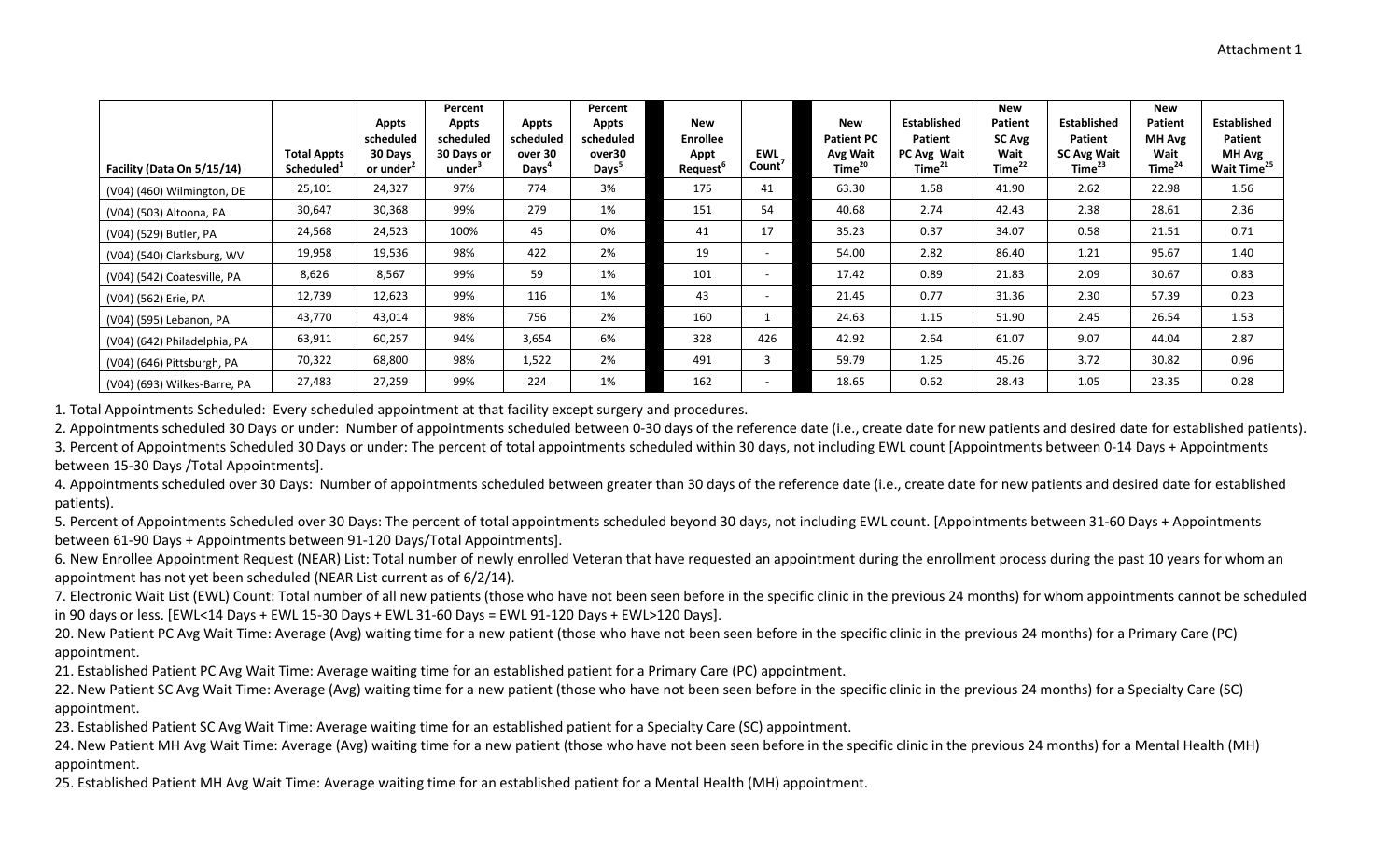Attachment 1

| Facility (Data On 5/15/14) | Total Appts Scheduled[1] | Appts scheduled 30 Days or under[2] | Percent Appts scheduled 30 Days or under[3] | Appts scheduled over 30 Days[4] | Percent Appts scheduled over30 Days[5] | New Enrollee Appt Request[6] | EWL Count[7] | New Patient PC Avg Wait Time[20] | Established Patient PC Avg Wait Time[21] | New Patient SC Avg Wait Time[22] | Established Patient SC Avg Wait Time[23] | New Patient MH Avg Wait Time[24] | Established Patient MH Avg Wait Time[25] |
|---|---|---|---|---|---|---|---|---|---|---|---|---|---|
| (V04) (460) Wilmington, DE | 25,101 | 24,327 | 97% | 774 | 3% | 175 | 41 | 63.30 | 1.58 | 41.90 | 2.62 | 22.98 | 1.56 |
| (V04) (503) Altoona, PA | 30,647 | 30,368 | 99% | 279 | 1% | 151 | 54 | 40.68 | 2.74 | 42.43 | 2.38 | 28.61 | 2.36 |
| (V04) (529) Butler, PA | 24,568 | 24,523 | 100% | 45 | 0% | 41 | 17 | 35.23 | 0.37 | 34.07 | 0.58 | 21.51 | 0.71 |
| (V04) (540) Clarksburg, WV | 19,958 | 19,536 | 98% | 422 | 2% | 19 | - | 54.00 | 2.82 | 86.40 | 1.21 | 95.67 | 1.40 |
| (V04) (542) Coatesville, PA | 8,626 | 8,567 | 99% | 59 | 1% | 101 | - | 17.42 | 0.89 | 21.83 | 2.09 | 30.67 | 0.83 |
| (V04) (562) Erie, PA | 12,739 | 12,623 | 99% | 116 | 1% | 43 | - | 21.45 | 0.77 | 31.36 | 2.30 | 57.39 | 0.23 |
| (V04) (595) Lebanon, PA | 43,770 | 43,014 | 98% | 756 | 2% | 160 | 1 | 24.63 | 1.15 | 51.90 | 2.45 | 26.54 | 1.53 |
| (V04) (642) Philadelphia, PA | 63,911 | 60,257 | 94% | 3,654 | 6% | 328 | 426 | 42.92 | 2.64 | 61.07 | 9.07 | 44.04 | 2.87 |
| (V04) (646) Pittsburgh, PA | 70,322 | 68,800 | 98% | 1,522 | 2% | 491 | 3 | 59.79 | 1.25 | 45.26 | 3.72 | 30.82 | 0.96 |
| (V04) (693) Wilkes-Barre, PA | 27,483 | 27,259 | 99% | 224 | 1% | 162 | - | 18.65 | 0.62 | 28.43 | 1.05 | 23.35 | 0.28 |

1. Total Appointments Scheduled: Every scheduled appointment at that facility except surgery and procedures.
2. Appointments scheduled 30 Days or under: Number of appointments scheduled between 0-30 days of the reference date (i.e., create date for new patients and desired date for established patients).
3. Percent of Appointments Scheduled 30 Days or under: The percent of total appointments scheduled within 30 days, not including EWL count [Appointments between 0-14 Days + Appointments between 15-30 Days /Total Appointments].
4. Appointments scheduled over 30 Days: Number of appointments scheduled between greater than 30 days of the reference date (i.e., create date for new patients and desired date for established patients).
5. Percent of Appointments Scheduled over 30 Days: The percent of total appointments scheduled beyond 30 days, not including EWL count. [Appointments between 31-60 Days + Appointments between 61-90 Days + Appointments between 91-120 Days/Total Appointments].
6. New Enrollee Appointment Request (NEAR) List: Total number of newly enrolled Veteran that have requested an appointment during the enrollment process during the past 10 years for whom an appointment has not yet been scheduled (NEAR List current as of 6/2/14).
7. Electronic Wait List (EWL) Count: Total number of all new patients (those who have not been seen before in the specific clinic in the previous 24 months) for whom appointments cannot be scheduled in 90 days or less. [EWL<14 Days + EWL 15-30 Days + EWL 31-60 Days = EWL 91-120 Days + EWL>120 Days].
20. New Patient PC Avg Wait Time: Average (Avg) waiting time for a new patient (those who have not been seen before in the specific clinic in the previous 24 months) for a Primary Care (PC) appointment.
21. Established Patient PC Avg Wait Time: Average waiting time for an established patient for a Primary Care (PC) appointment.
22. New Patient SC Avg Wait Time: Average (Avg) waiting time for a new patient (those who have not been seen before in the specific clinic in the previous 24 months) for a Specialty Care (SC) appointment.
23. Established Patient SC Avg Wait Time: Average waiting time for an established patient for a Specialty Care (SC) appointment.
24. New Patient MH Avg Wait Time: Average (Avg) waiting time for a new patient (those who have not been seen before in the specific clinic in the previous 24 months) for a Mental Health (MH) appointment.
25. Established Patient MH Avg Wait Time: Average waiting time for an established patient for a Mental Health (MH) appointment.